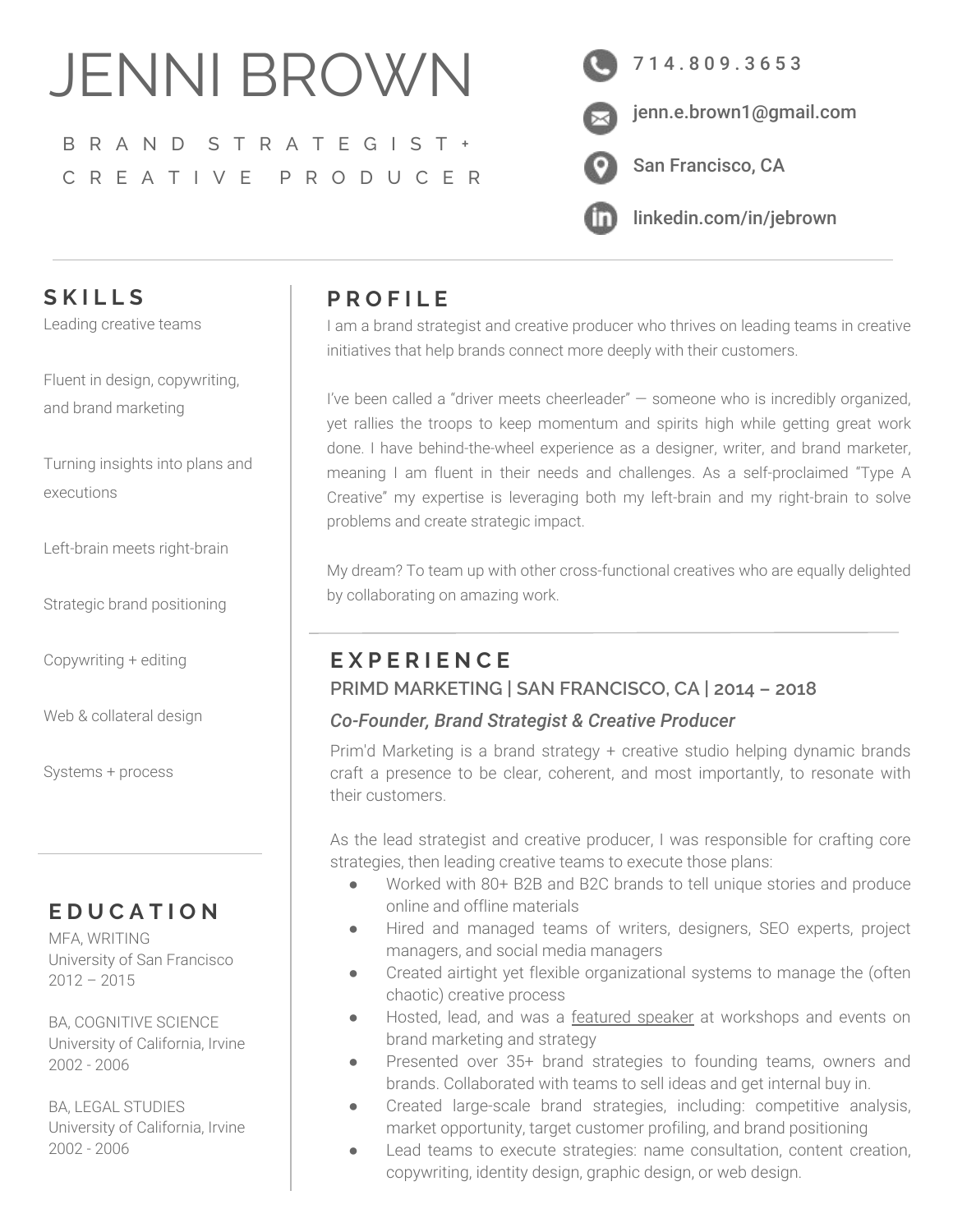# JENNI BROWN

BRAND STRATEGIST + CREATIVE PRODUCER

714.809.3653

jenn.e.brown1@gmail.com

San Francisco, CA

linkedin.com/in/jebrown

## PROFILE

I am a brand strategist and creative producer who thrives on leading teams in creative initiatives that help brands connect more deeply with their customers.

I've been called a "driver meets cheerleader" — someone who is incredibly organized, yet rallies the troops to keep momentum and spirits high while getting great work done. I have behind-the-wheel experience as a designer, writer, and brand marketer, meaning I am fluent in their needs and challenges. As a self-proclaimed "Type A Creative" my expertise is leveraging both my left-brain and my right-brain to solve problems and create strategic impact.

My dream? To team up with other cross-functional creatives who are equally delighted by collaborating on amazing work.

## EXPERIENCE

### PRIMD MARKETING | SAN FRANCISCO, CA | 2014 – 2018

*Co-Founder, Brand Strategist & Creative Producer*

Prim'd Marketing is a brand strategy + creative studio helping dynamic brands craft a presence to be clear, coherent, and most importantly, to resonate with their customers.

As the lead strategist and creative producer, I was responsible for crafting core strategies, then leading creative teams to execute those plans:

- Worked with 80+ B2B and B2C brands to tell unique stories and produce online and offline materials
- Hired and managed teams of writers, designers, SEO experts, project managers, and social media managers
- Created airtight yet flexible organizational systems to manage the (often chaotic) creative process
- Hosted, lead, and was a featured speaker at workshops and events on brand marketing and strategy
- Presented over 35+ brand strategies to founding teams, owners and brands. Collaborated with teams to sell ideas and get internal buy in.
- Created large-scale brand strategies, including: competitive analysis, market opportunity, target customer profiling, and brand positioning
- Lead teams to execute strategies: name consultation, content creation, copywriting, identity design, graphic design, or web design.

## SKILLS

Leading creative teams

Fluent in design, copywriting, and brand marketing

Turning insights into plans and executions

Left-brain meets right-brain

Strategic brand positioning

Copywriting + editing

Web & collateral design

Systems + process

## EDUCATION

MFA, WRITING
University of San Francisco
2012 – 2015

BA, COGNITIVE SCIENCE
University of California, Irvine
2002 - 2006

BA, LEGAL STUDIES
University of California, Irvine
2002 - 2006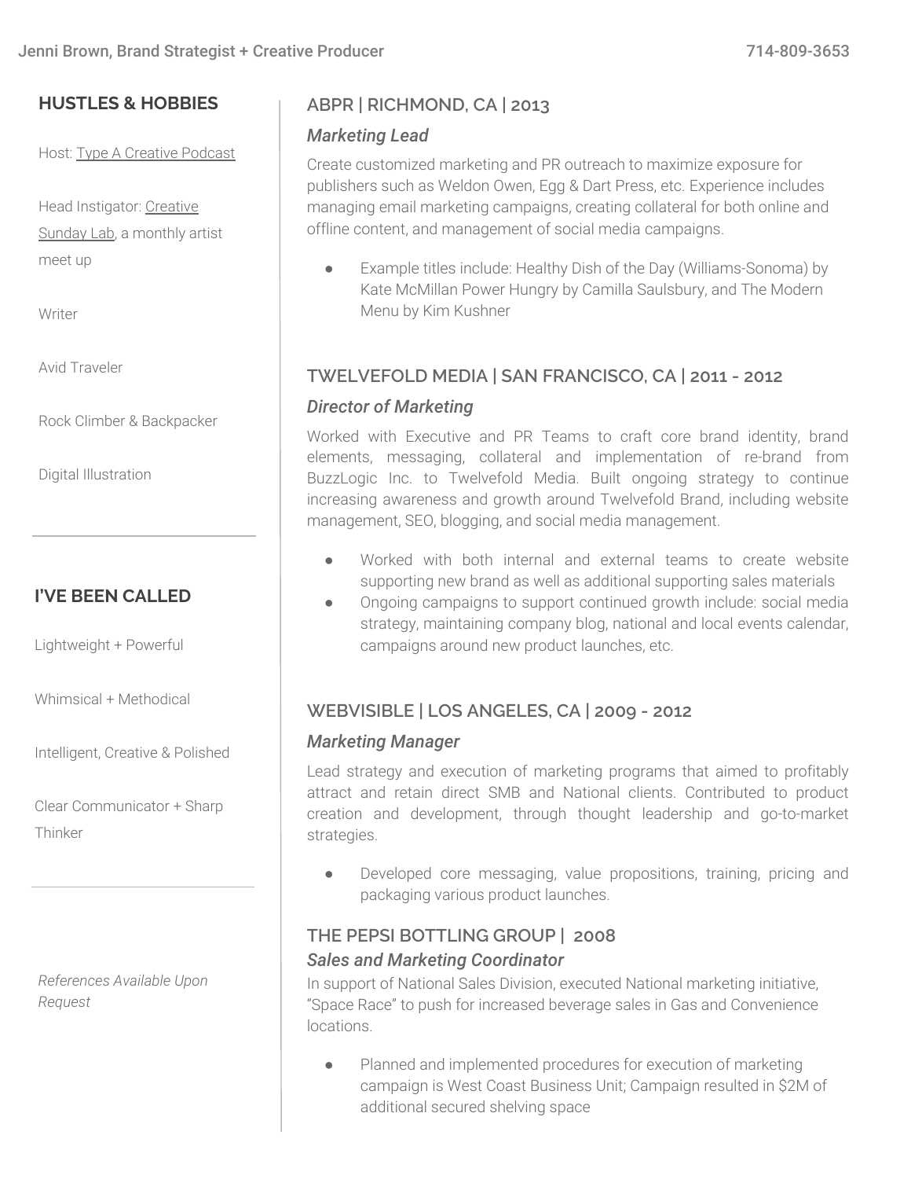## HUSTLES & HOBBIES

Host: Type A Creative Podcast

Head Instigator: Creative Sunday Lab, a monthly artist meet up

Writer

Avid Traveler

Rock Climber & Backpacker

Digital Illustration

---

## I'VE BEEN CALLED

Lightweight + Powerful

Whimsical + Methodical

Intelligent, Creative & Polished

Clear Communicator + Sharp Thinker

---

*References Available Upon Request*

## ABPR | RICHMOND, CA | 2013

### *Marketing Lead*

Create customized marketing and PR outreach to maximize exposure for publishers such as Weldon Owen, Egg & Dart Press, etc. Experience includes managing email marketing campaigns, creating collateral for both online and offline content, and management of social media campaigns.

- Example titles include: Healthy Dish of the Day (Williams-Sonoma) by Kate McMillan Power Hungry by Camilla Saulsbury, and The Modern Menu by Kim Kushner

## TWELVEFOLD MEDIA | SAN FRANCISCO, CA | 2011 - 2012

### *Director of Marketing*

Worked with Executive and PR Teams to craft core brand identity, brand elements, messaging, collateral and implementation of re-brand from BuzzLogic Inc. to Twelvefold Media. Built ongoing strategy to continue increasing awareness and growth around Twelvefold Brand, including website management, SEO, blogging, and social media management.

- Worked with both internal and external teams to create website supporting new brand as well as additional supporting sales materials
- Ongoing campaigns to support continued growth include: social media strategy, maintaining company blog, national and local events calendar, campaigns around new product launches, etc.

## WEBVISIBLE | LOS ANGELES, CA | 2009 - 2012

### *Marketing Manager*

Lead strategy and execution of marketing programs that aimed to profitably attract and retain direct SMB and National clients. Contributed to product creation and development, through thought leadership and go-to-market strategies.

- Developed core messaging, value propositions, training, pricing and packaging various product launches.

## THE PEPSI BOTTLING GROUP | 2008

### *Sales and Marketing Coordinator*

In support of National Sales Division, executed National marketing initiative, "Space Race" to push for increased beverage sales in Gas and Convenience locations.

- Planned and implemented procedures for execution of marketing campaign is West Coast Business Unit; Campaign resulted in $2M of additional secured shelving space